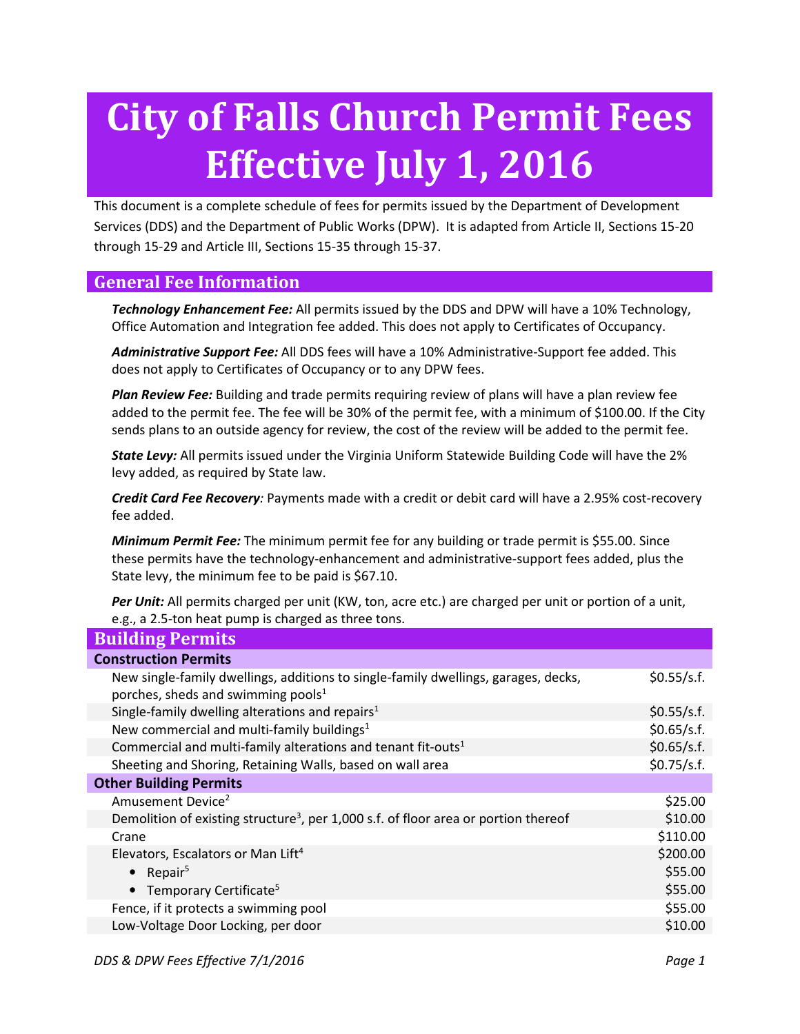# City of Falls Church Permit Fees Effective July 1, 2016

This document is a complete schedule of fees for permits issued by the Department of Development Services (DDS) and the Department of Public Works (DPW). It is adapted from Article II, Sections 15-20 through 15-29 and Article III, Sections 15-35 through 15-37.

## General Fee Information

***Technology Enhancement Fee:*** All permits issued by the DDS and DPW will have a 10% Technology, Office Automation and Integration fee added. This does not apply to Certificates of Occupancy.

***Administrative Support Fee:*** All DDS fees will have a 10% Administrative-Support fee added. This does not apply to Certificates of Occupancy or to any DPW fees.

***Plan Review Fee:*** Building and trade permits requiring review of plans will have a plan review fee added to the permit fee. The fee will be 30% of the permit fee, with a minimum of $100.00. If the City sends plans to an outside agency for review, the cost of the review will be added to the permit fee.

***State Levy:*** All permits issued under the Virginia Uniform Statewide Building Code will have the 2% levy added, as required by State law.

***Credit Card Fee Recovery****:* Payments made with a credit or debit card will have a 2.95% cost-recovery fee added.

***Minimum Permit Fee:*** The minimum permit fee for any building or trade permit is $55.00. Since these permits have the technology-enhancement and administrative-support fees added, plus the State levy, the minimum fee to be paid is $67.10.

***Per Unit:*** All permits charged per unit (KW, ton, acre etc.) are charged per unit or portion of a unit, e.g., a 2.5-ton heat pump is charged as three tons.

## Building Permits

| Construction Permits | |
|---|---|
| New single-family dwellings, additions to single-family dwellings, garages, decks, porches, sheds and swimming pools[1] | $0.55/s.f. |
| Single-family dwelling alterations and repairs[1] | $0.55/s.f. |
| New commercial and multi-family buildings[1] | $0.65/s.f. |
| Commercial and multi-family alterations and tenant fit-outs[1] | $0.65/s.f. |
| Sheeting and Shoring, Retaining Walls, based on wall area | $0.75/s.f. |
| **Other Building Permits** | |
| Amusement Device[2] | $25.00 |
| Demolition of existing structure[3], per 1,000 s.f. of floor area or portion thereof | $10.00 |
| Crane | $110.00 |
| Elevators, Escalators or Man Lift[4] | $200.00 |
| • Repair[5] | $55.00 |
| • Temporary Certificate[5] | $55.00 |
| Fence, if it protects a swimming pool | $55.00 |
| Low-Voltage Door Locking, per door | $10.00 |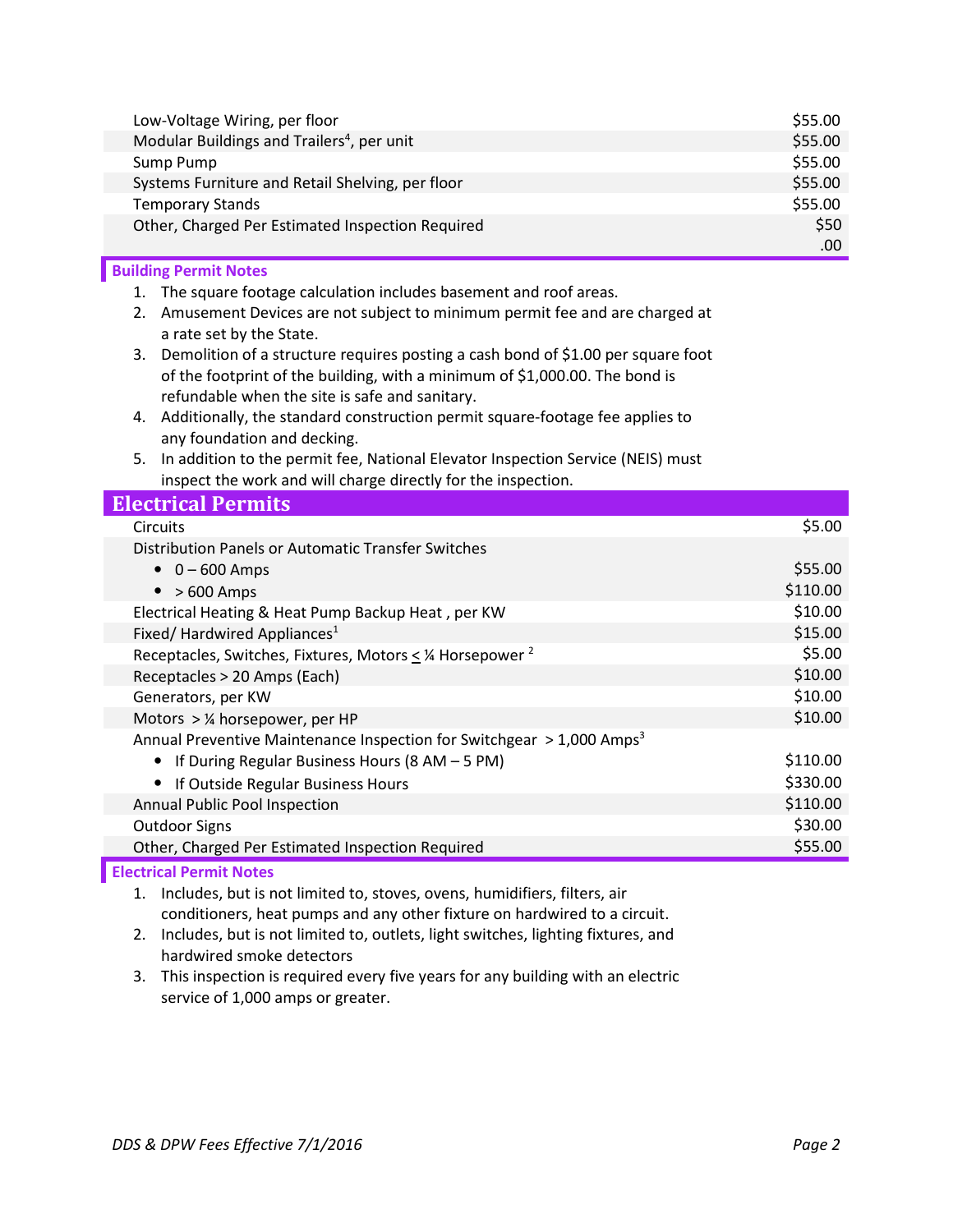| | |
|---|---|
| Low-Voltage Wiring, per floor | $55.00 |
| Modular Buildings and Trailers[4], per unit | $55.00 |
| Sump Pump | $55.00 |
| Systems Furniture and Retail Shelving, per floor | $55.00 |
| Temporary Stands | $55.00 |
| Other, Charged Per Estimated Inspection Required | $50.00 |

### Building Permit Notes

1. The square footage calculation includes basement and roof areas.
2. Amusement Devices are not subject to minimum permit fee and are charged at a rate set by the State.
3. Demolition of a structure requires posting a cash bond of $1.00 per square foot of the footprint of the building, with a minimum of $1,000.00. The bond is refundable when the site is safe and sanitary.
4. Additionally, the standard construction permit square-footage fee applies to any foundation and decking.
5. In addition to the permit fee, National Elevator Inspection Service (NEIS) must inspect the work and will charge directly for the inspection.

## Electrical Permits

| | |
|---|---|
| Circuits | $5.00 |
| Distribution Panels or Automatic Transfer Switches | |
| • 0 – 600 Amps | $55.00 |
| • > 600 Amps | $110.00 |
| Electrical Heating & Heat Pump Backup Heat , per KW | $10.00 |
| Fixed/ Hardwired Appliances[1] | $15.00 |
| Receptacles, Switches, Fixtures, Motors ≤ ¼ Horsepower [2] | $5.00 |
| Receptacles > 20 Amps (Each) | $10.00 |
| Generators, per KW | $10.00 |
| Motors > ¼ horsepower, per HP | $10.00 |
| Annual Preventive Maintenance Inspection for Switchgear > 1,000 Amps[3] | |
| • If During Regular Business Hours (8 AM – 5 PM) | $110.00 |
| • If Outside Regular Business Hours | $330.00 |
| Annual Public Pool Inspection | $110.00 |
| Outdoor Signs | $30.00 |
| Other, Charged Per Estimated Inspection Required | $55.00 |

### Electrical Permit Notes

1. Includes, but is not limited to, stoves, ovens, humidifiers, filters, air conditioners, heat pumps and any other fixture on hardwired to a circuit.
2. Includes, but is not limited to, outlets, light switches, lighting fixtures, and hardwired smoke detectors
3. This inspection is required every five years for any building with an electric service of 1,000 amps or greater.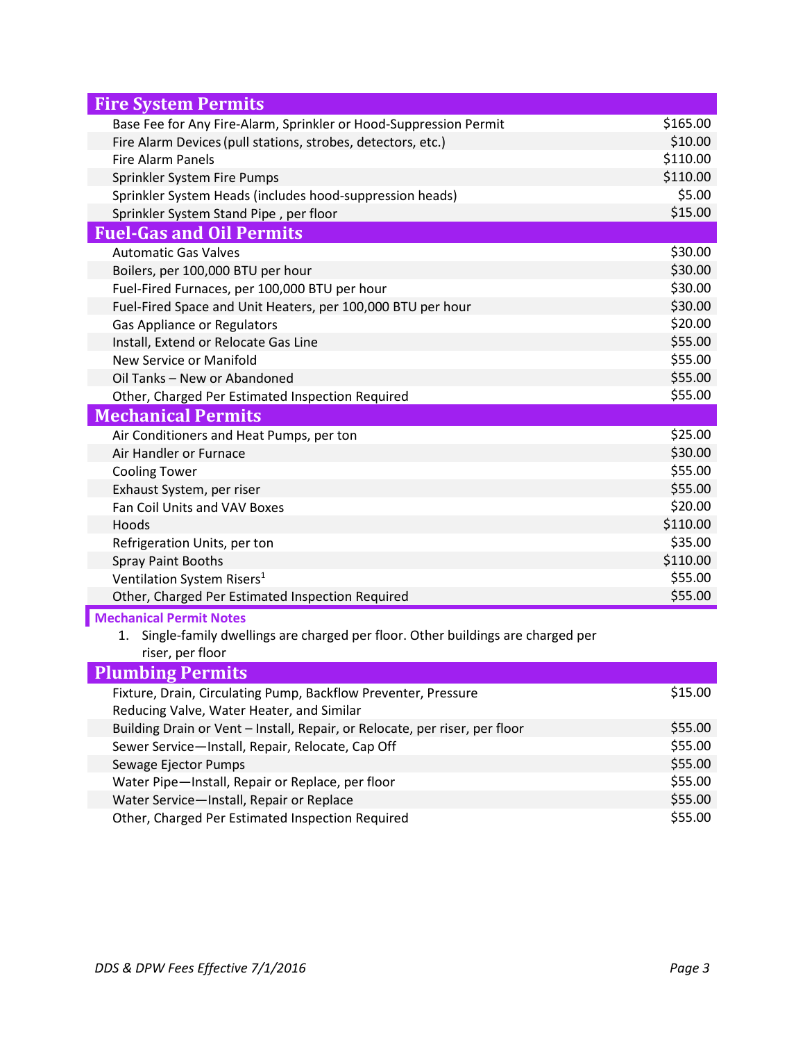## Fire System Permits

| Item | Fee |
|---|---|
| Base Fee for Any Fire-Alarm, Sprinkler or Hood-Suppression Permit | $165.00 |
| Fire Alarm Devices (pull stations, strobes, detectors, etc.) | $10.00 |
| Fire Alarm Panels | $110.00 |
| Sprinkler System Fire Pumps | $110.00 |
| Sprinkler System Heads (includes hood-suppression heads) | $5.00 |
| Sprinkler System Stand Pipe , per floor | $15.00 |

## Fuel-Gas and Oil Permits

| Item | Fee |
|---|---|
| Automatic Gas Valves | $30.00 |
| Boilers, per 100,000 BTU per hour | $30.00 |
| Fuel-Fired Furnaces, per 100,000 BTU per hour | $30.00 |
| Fuel-Fired Space and Unit Heaters, per 100,000 BTU per hour | $30.00 |
| Gas Appliance or Regulators | $20.00 |
| Install, Extend or Relocate Gas Line | $55.00 |
| New Service or Manifold | $55.00 |
| Oil Tanks – New or Abandoned | $55.00 |
| Other, Charged Per Estimated Inspection Required | $55.00 |

## Mechanical Permits

| Item | Fee |
|---|---|
| Air Conditioners and Heat Pumps, per ton | $25.00 |
| Air Handler or Furnace | $30.00 |
| Cooling Tower | $55.00 |
| Exhaust System, per riser | $55.00 |
| Fan Coil Units and VAV Boxes | $20.00 |
| Hoods | $110.00 |
| Refrigeration Units, per ton | $35.00 |
| Spray Paint Booths | $110.00 |
| Ventilation System Risers[1] | $55.00 |
| Other, Charged Per Estimated Inspection Required | $55.00 |

### Mechanical Permit Notes

1. Single-family dwellings are charged per floor. Other buildings are charged per riser, per floor

## Plumbing Permits

| Item | Fee |
|---|---|
| Fixture, Drain, Circulating Pump, Backflow Preventer, Pressure Reducing Valve, Water Heater, and Similar | $15.00 |
| Building Drain or Vent – Install, Repair, or Relocate, per riser, per floor | $55.00 |
| Sewer Service—Install, Repair, Relocate, Cap Off | $55.00 |
| Sewage Ejector Pumps | $55.00 |
| Water Pipe—Install, Repair or Replace, per floor | $55.00 |
| Water Service—Install, Repair or Replace | $55.00 |
| Other, Charged Per Estimated Inspection Required | $55.00 |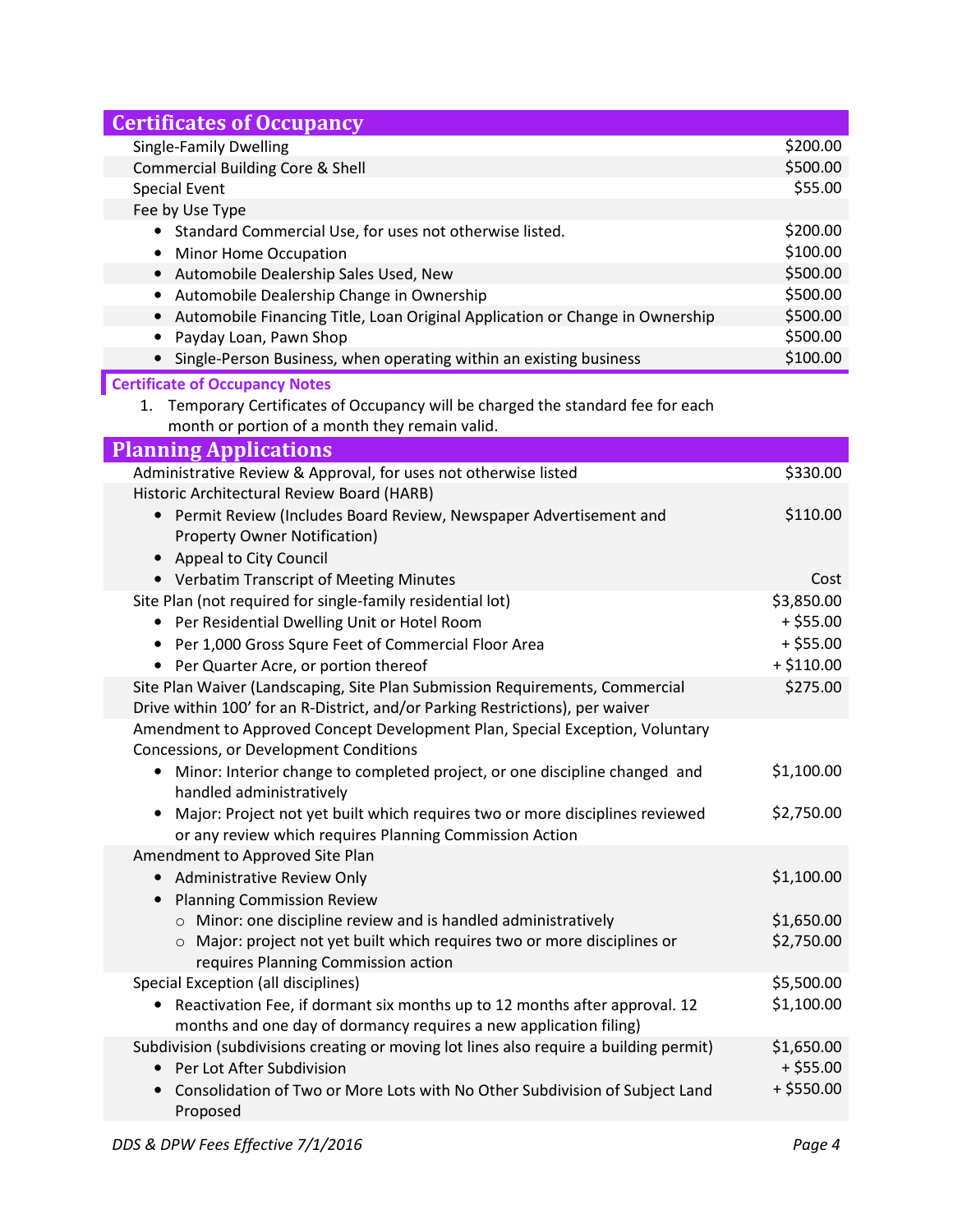## Certificates of Occupancy

| Item | Fee |
|---|---|
| Single-Family Dwelling | $200.00 |
| Commercial Building Core & Shell | $500.00 |
| Special Event | $55.00 |
| Fee by Use Type | |
| • Standard Commercial Use, for uses not otherwise listed. | $200.00 |
| • Minor Home Occupation | $100.00 |
| • Automobile Dealership Sales Used, New | $500.00 |
| • Automobile Dealership Change in Ownership | $500.00 |
| • Automobile Financing Title, Loan Original Application or Change in Ownership | $500.00 |
| • Payday Loan, Pawn Shop | $500.00 |
| • Single-Person Business, when operating within an existing business | $100.00 |

### Certificate of Occupancy Notes

1. Temporary Certificates of Occupancy will be charged the standard fee for each month or portion of a month they remain valid.

## Planning Applications

| Item | Fee |
|---|---|
| Administrative Review & Approval, for uses not otherwise listed | $330.00 |
| Historic Architectural Review Board (HARB) | |
| • Permit Review (Includes Board Review, Newspaper Advertisement and Property Owner Notification) | $110.00 |
| • Appeal to City Council | |
| • Verbatim Transcript of Meeting Minutes | Cost |
| Site Plan (not required for single-family residential lot) | $3,850.00 |
| • Per Residential Dwelling Unit or Hotel Room | + $55.00 |
| • Per 1,000 Gross Squre Feet of Commercial Floor Area | + $55.00 |
| • Per Quarter Acre, or portion thereof | + $110.00 |
| Site Plan Waiver (Landscaping, Site Plan Submission Requirements, Commercial Drive within 100' for an R-District, and/or Parking Restrictions), per waiver | $275.00 |
| Amendment to Approved Concept Development Plan, Special Exception, Voluntary Concessions, or Development Conditions | |
| • Minor: Interior change to completed project, or one discipline changed and handled administratively | $1,100.00 |
| • Major: Project not yet built which requires two or more disciplines reviewed or any review which requires Planning Commission Action | $2,750.00 |
| Amendment to Approved Site Plan | |
| • Administrative Review Only | $1,100.00 |
| • Planning Commission Review | |
| ○ Minor: one discipline review and is handled administratively | $1,650.00 |
| ○ Major: project not yet built which requires two or more disciplines or requires Planning Commission action | $2,750.00 |
| Special Exception (all disciplines) | $5,500.00 |
| • Reactivation Fee, if dormant six months up to 12 months after approval. 12 months and one day of dormancy requires a new application filing) | $1,100.00 |
| Subdivision (subdivisions creating or moving lot lines also require a building permit) | $1,650.00 |
| • Per Lot After Subdivision | + $55.00 |
| • Consolidation of Two or More Lots with No Other Subdivision of Subject Land Proposed | + $550.00 |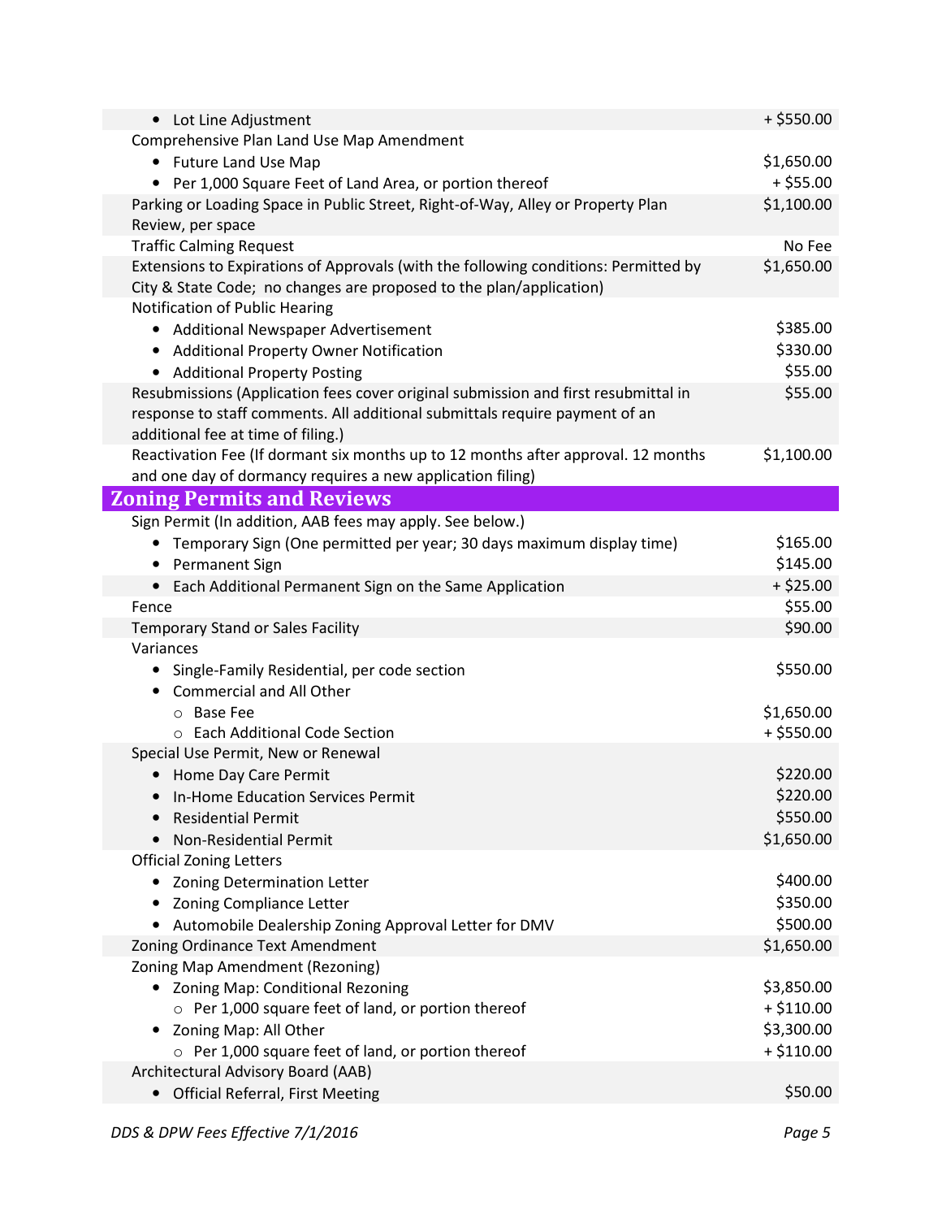| Item | Fee |
|---|---|
| • Lot Line Adjustment | + $550.00 |
| Comprehensive Plan Land Use Map Amendment | |
| • Future Land Use Map | $1,650.00 |
| • Per 1,000 Square Feet of Land Area, or portion thereof | + $55.00 |
| Parking or Loading Space in Public Street, Right-of-Way, Alley or Property Plan Review, per space | $1,100.00 |
| Traffic Calming Request | No Fee |
| Extensions to Expirations of Approvals (with the following conditions: Permitted by City & State Code; no changes are proposed to the plan/application) | $1,650.00 |
| Notification of Public Hearing | |
| • Additional Newspaper Advertisement | $385.00 |
| • Additional Property Owner Notification | $330.00 |
| • Additional Property Posting | $55.00 |
| Resubmissions (Application fees cover original submission and first resubmittal in response to staff comments. All additional submittals require payment of an additional fee at time of filing.) | $55.00 |
| Reactivation Fee (If dormant six months up to 12 months after approval. 12 months and one day of dormancy requires a new application filing) | $1,100.00 |

## Zoning Permits and Reviews

| Item | Fee |
|---|---|
| Sign Permit (In addition, AAB fees may apply. See below.) | |
| • Temporary Sign (One permitted per year; 30 days maximum display time) | $165.00 |
| • Permanent Sign | $145.00 |
| • Each Additional Permanent Sign on the Same Application | + $25.00 |
| Fence | $55.00 |
| Temporary Stand or Sales Facility | $90.00 |
| Variances | |
| • Single-Family Residential, per code section | $550.00 |
| • Commercial and All Other | |
| ○ Base Fee | $1,650.00 |
| ○ Each Additional Code Section | + $550.00 |
| Special Use Permit, New or Renewal | |
| • Home Day Care Permit | $220.00 |
| • In-Home Education Services Permit | $220.00 |
| • Residential Permit | $550.00 |
| • Non-Residential Permit | $1,650.00 |
| Official Zoning Letters | |
| • Zoning Determination Letter | $400.00 |
| • Zoning Compliance Letter | $350.00 |
| • Automobile Dealership Zoning Approval Letter for DMV | $500.00 |
| Zoning Ordinance Text Amendment | $1,650.00 |
| Zoning Map Amendment (Rezoning) | |
| • Zoning Map: Conditional Rezoning | $3,850.00 |
| ○ Per 1,000 square feet of land, or portion thereof | + $110.00 |
| • Zoning Map: All Other | $3,300.00 |
| ○ Per 1,000 square feet of land, or portion thereof | + $110.00 |
| Architectural Advisory Board (AAB) | |
| • Official Referral, First Meeting | $50.00 |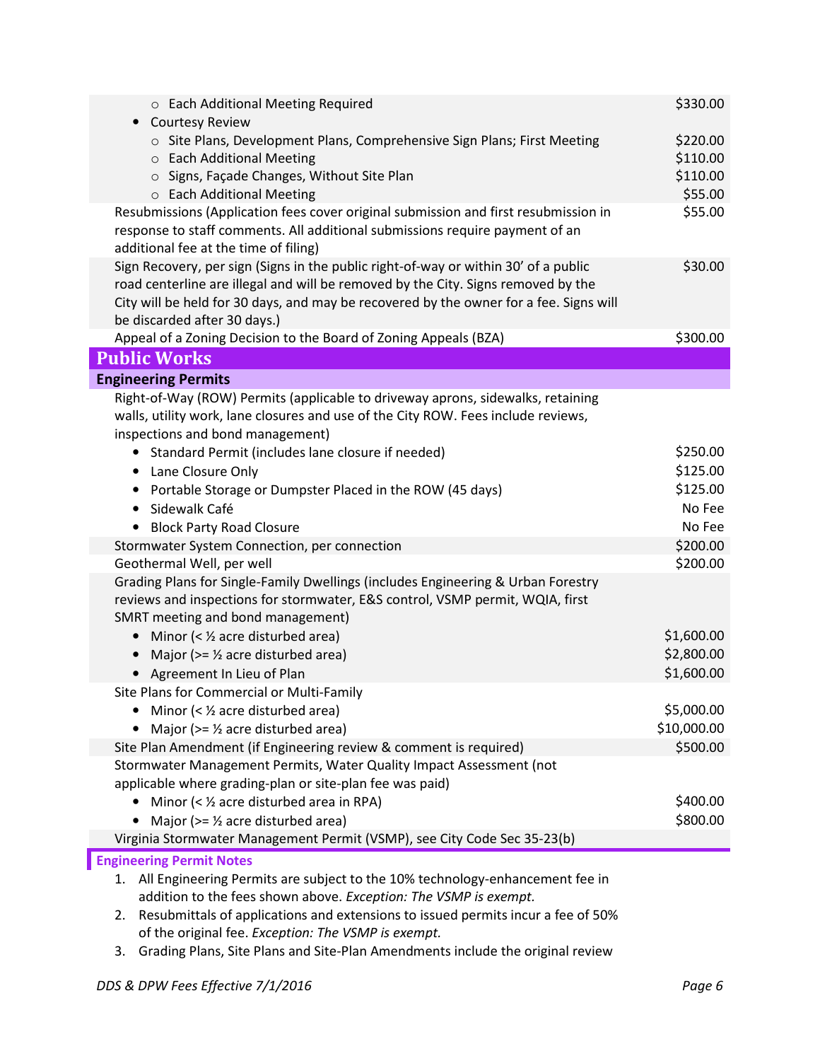| Item | Fee |
|---|---|
| ○ Each Additional Meeting Required | $330.00 |
| • Courtesy Review | |
| ○ Site Plans, Development Plans, Comprehensive Sign Plans; First Meeting | $220.00 |
| ○ Each Additional Meeting | $110.00 |
| ○ Signs, Façade Changes, Without Site Plan | $110.00 |
| ○ Each Additional Meeting | $55.00 |
| Resubmissions (Application fees cover original submission and first resubmission in response to staff comments. All additional submissions require payment of an additional fee at the time of filing) | $55.00 |
| Sign Recovery, per sign (Signs in the public right-of-way or within 30' of a public road centerline are illegal and will be removed by the City. Signs removed by the City will be held for 30 days, and may be recovered by the owner for a fee. Signs will be discarded after 30 days.) | $30.00 |
| Appeal of a Zoning Decision to the Board of Zoning Appeals (BZA) | $300.00 |

## Public Works

### Engineering Permits

| Item | Fee |
|---|---|
| Right-of-Way (ROW) Permits (applicable to driveway aprons, sidewalks, retaining walls, utility work, lane closures and use of the City ROW. Fees include reviews, inspections and bond management) | |
| • Standard Permit (includes lane closure if needed) | $250.00 |
| • Lane Closure Only | $125.00 |
| • Portable Storage or Dumpster Placed in the ROW (45 days) | $125.00 |
| • Sidewalk Café | No Fee |
| • Block Party Road Closure | No Fee |
| Stormwater System Connection, per connection | $200.00 |
| Geothermal Well, per well | $200.00 |
| Grading Plans for Single-Family Dwellings (includes Engineering & Urban Forestry reviews and inspections for stormwater, E&S control, VSMP permit, WQIA, first SMRT meeting and bond management) | |
| • Minor (< ½ acre disturbed area) | $1,600.00 |
| • Major (>= ½ acre disturbed area) | $2,800.00 |
| • Agreement In Lieu of Plan | $1,600.00 |
| Site Plans for Commercial or Multi-Family | |
| • Minor (< ½ acre disturbed area) | $5,000.00 |
| • Major (>= ½ acre disturbed area) | $10,000.00 |
| Site Plan Amendment (if Engineering review & comment is required) | $500.00 |
| Stormwater Management Permits, Water Quality Impact Assessment (not applicable where grading-plan or site-plan fee was paid) | |
| • Minor (< ½ acre disturbed area in RPA) | $400.00 |
| • Major (>= ½ acre disturbed area) | $800.00 |
| Virginia Stormwater Management Permit (VSMP), see City Code Sec 35-23(b) | |

### Engineering Permit Notes

1. All Engineering Permits are subject to the 10% technology-enhancement fee in addition to the fees shown above. *Exception: The VSMP is exempt.*
2. Resubmittals of applications and extensions to issued permits incur a fee of 50% of the original fee. *Exception: The VSMP is exempt.*
3. Grading Plans, Site Plans and Site-Plan Amendments include the original review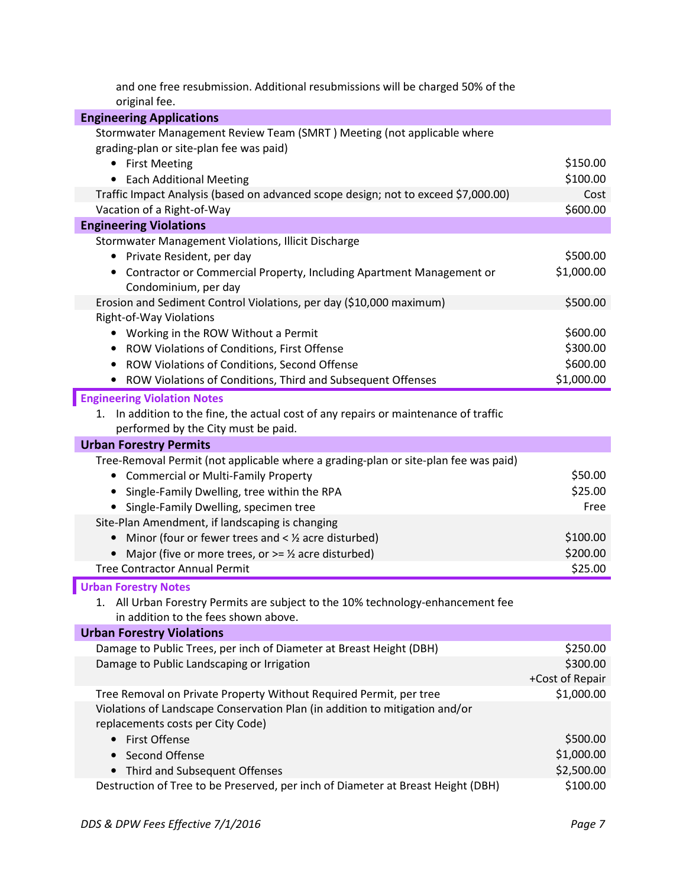and one free resubmission. Additional resubmissions will be charged 50% of the original fee.

| | |
|---|---|
| **Engineering Applications** | |
| Stormwater Management Review Team (SMRT ) Meeting (not applicable where grading-plan or site-plan fee was paid) | |
| • First Meeting | $150.00 |
| • Each Additional Meeting | $100.00 |
| Traffic Impact Analysis (based on advanced scope design; not to exceed $7,000.00) | Cost |
| Vacation of a Right-of-Way | $600.00 |
| **Engineering Violations** | |
| Stormwater Management Violations, Illicit Discharge | |
| • Private Resident, per day | $500.00 |
| • Contractor or Commercial Property, Including Apartment Management or Condominium, per day | $1,000.00 |
| Erosion and Sediment Control Violations, per day ($10,000 maximum) | $500.00 |
| Right-of-Way Violations | |
| • Working in the ROW Without a Permit | $600.00 |
| • ROW Violations of Conditions, First Offense | $300.00 |
| • ROW Violations of Conditions, Second Offense | $600.00 |
| • ROW Violations of Conditions, Third and Subsequent Offenses | $1,000.00 |

**Engineering Violation Notes**

1. In addition to the fine, the actual cost of any repairs or maintenance of traffic performed by the City must be paid.

| | |
|---|---|
| **Urban Forestry Permits** | |
| Tree-Removal Permit (not applicable where a grading-plan or site-plan fee was paid) | |
| • Commercial or Multi-Family Property | $50.00 |
| • Single-Family Dwelling, tree within the RPA | $25.00 |
| • Single-Family Dwelling, specimen tree | Free |
| Site-Plan Amendment, if landscaping is changing | |
| • Minor (four or fewer trees and < ½ acre disturbed) | $100.00 |
| • Major (five or more trees, or >= ½ acre disturbed) | $200.00 |
| Tree Contractor Annual Permit | $25.00 |

**Urban Forestry Notes**

1. All Urban Forestry Permits are subject to the 10% technology-enhancement fee in addition to the fees shown above.

| | |
|---|---|
| **Urban Forestry Violations** | |
| Damage to Public Trees, per inch of Diameter at Breast Height (DBH) | $250.00 |
| Damage to Public Landscaping or Irrigation | $300.00 +Cost of Repair |
| Tree Removal on Private Property Without Required Permit, per tree | $1,000.00 |
| Violations of Landscape Conservation Plan (in addition to mitigation and/or replacements costs per City Code) | |
| • First Offense | $500.00 |
| • Second Offense | $1,000.00 |
| • Third and Subsequent Offenses | $2,500.00 |
| Destruction of Tree to be Preserved, per inch of Diameter at Breast Height (DBH) | $100.00 |